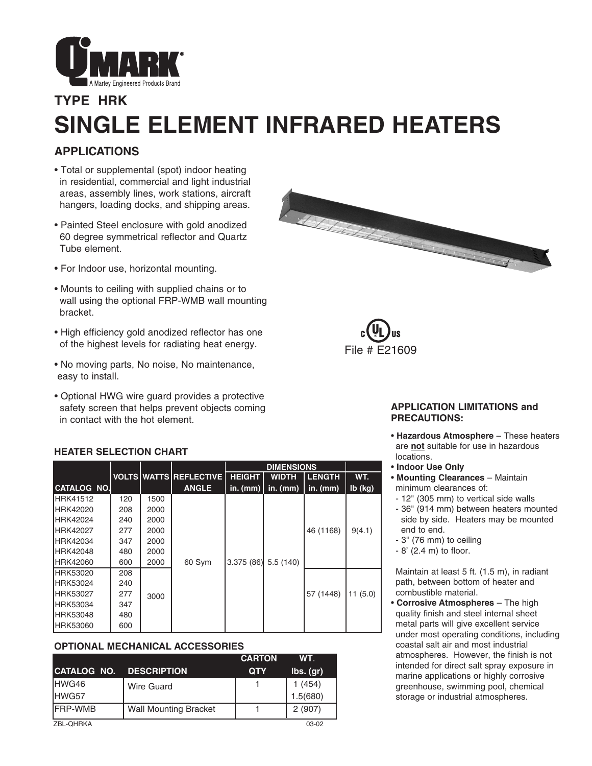QMARK®
A Marley Engineered Products Brand

# TYPE HRK

# SINGLE ELEMENT INFRARED HEATERS

## APPLICATIONS

- Total or supplemental (spot) indoor heating in residential, commercial and light industrial areas, assembly lines, work stations, aircraft hangers, loading docks, and shipping areas.
- Painted Steel enclosure with gold anodized 60 degree symmetrical reflector and Quartz Tube element.
- For Indoor use, horizontal mounting.
- Mounts to ceiling with supplied chains or to wall using the optional FRP-WMB wall mounting bracket.
- High efficiency gold anodized reflector has one of the highest levels for radiating heat energy.
- No moving parts, No noise, No maintenance, easy to install.
- Optional HWG wire guard provides a protective safety screen that helps prevent objects coming in contact with the hot element.

cULus File # E21609

### HEATER SELECTION CHART

| | | | | DIMENSIONS | | | |
|---|---|---|---|---|---|---|---|
| | VOLTS | WATTS | REFLECTIVE | HEIGHT | WIDTH | LENGTH | WT. |
| CATALOG NO. | | | ANGLE | in. (mm) | in. (mm) | in. (mm) | lb (kg) |
| HRK41512 | 120 | 1500 | 60 Sym | 3.375 (86) | 5.5 (140) | 46 (1168) | 9(4.1) |
| HRK42020 | 208 | 2000 | | | | | |
| HRK42024 | 240 | 2000 | | | | | |
| HRK42027 | 277 | 2000 | | | | | |
| HRK42034 | 347 | 2000 | | | | | |
| HRK42048 | 480 | 2000 | | | | | |
| HRK42060 | 600 | 2000 | | | | | |
| HRK53020 | 208 | 3000 | | | | 57 (1448) | 11 (5.0) |
| HRK53024 | 240 | | | | | | |
| HRK53027 | 277 | | | | | | |
| HRK53034 | 347 | | | | | | |
| HRK53048 | 480 | | | | | | |
| HRK53060 | 600 | | | | | | |

### OPTIONAL MECHANICAL ACCESSORIES

| CATALOG NO. | DESCRIPTION | CARTON QTY | WT. lbs. (gr) |
|---|---|---|---|
| HWG46 | Wire Guard | 1 | 1 (454) |
| HWG57 | | | 1.5(680) |
| FRP-WMB | Wall Mounting Bracket | 1 | 2 (907) |

ZBL-QHRKA 03-02

### APPLICATION LIMITATIONS and PRECAUTIONS:

- **Hazardous Atmosphere** – These heaters are **not** suitable for use in hazardous locations.
- **Indoor Use Only**
- **Mounting Clearances** – Maintain minimum clearances of:
  - 12" (305 mm) to vertical side walls
  - 36" (914 mm) between heaters mounted side by side. Heaters may be mounted end to end.
  - 3" (76 mm) to ceiling
  - 8' (2.4 m) to floor.

  Maintain at least 5 ft. (1.5 m), in radiant path, between bottom of heater and combustible material.
- **Corrosive Atmospheres** – The high quality finish and steel internal sheet metal parts will give excellent service under most operating conditions, including coastal salt air and most industrial atmospheres. However, the finish is not intended for direct salt spray exposure in marine applications or highly corrosive greenhouse, swimming pool, chemical storage or industrial atmospheres.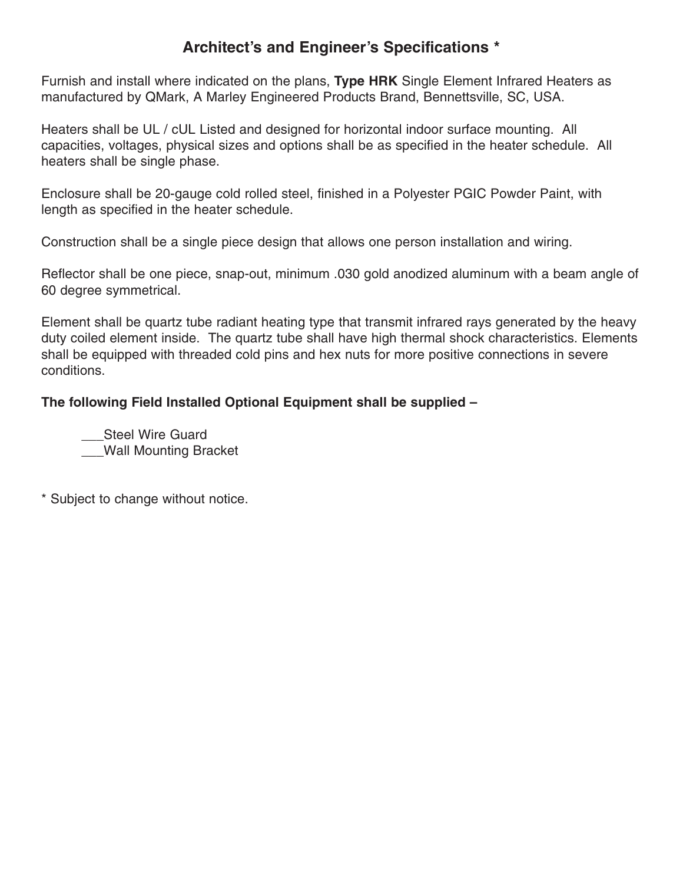# Architect's and Engineer's Specifications *

Furnish and install where indicated on the plans, **Type HRK** Single Element Infrared Heaters as manufactured by QMark, A Marley Engineered Products Brand, Bennettsville, SC, USA.

Heaters shall be UL / cUL Listed and designed for horizontal indoor surface mounting. All capacities, voltages, physical sizes and options shall be as specified in the heater schedule. All heaters shall be single phase.

Enclosure shall be 20-gauge cold rolled steel, finished in a Polyester PGIC Powder Paint, with length as specified in the heater schedule.

Construction shall be a single piece design that allows one person installation and wiring.

Reflector shall be one piece, snap-out, minimum .030 gold anodized aluminum with a beam angle of 60 degree symmetrical.

Element shall be quartz tube radiant heating type that transmit infrared rays generated by the heavy duty coiled element inside. The quartz tube shall have high thermal shock characteristics. Elements shall be equipped with threaded cold pins and hex nuts for more positive connections in severe conditions.

**The following Field Installed Optional Equipment shall be supplied –**

___Steel Wire Guard
___Wall Mounting Bracket

* Subject to change without notice.